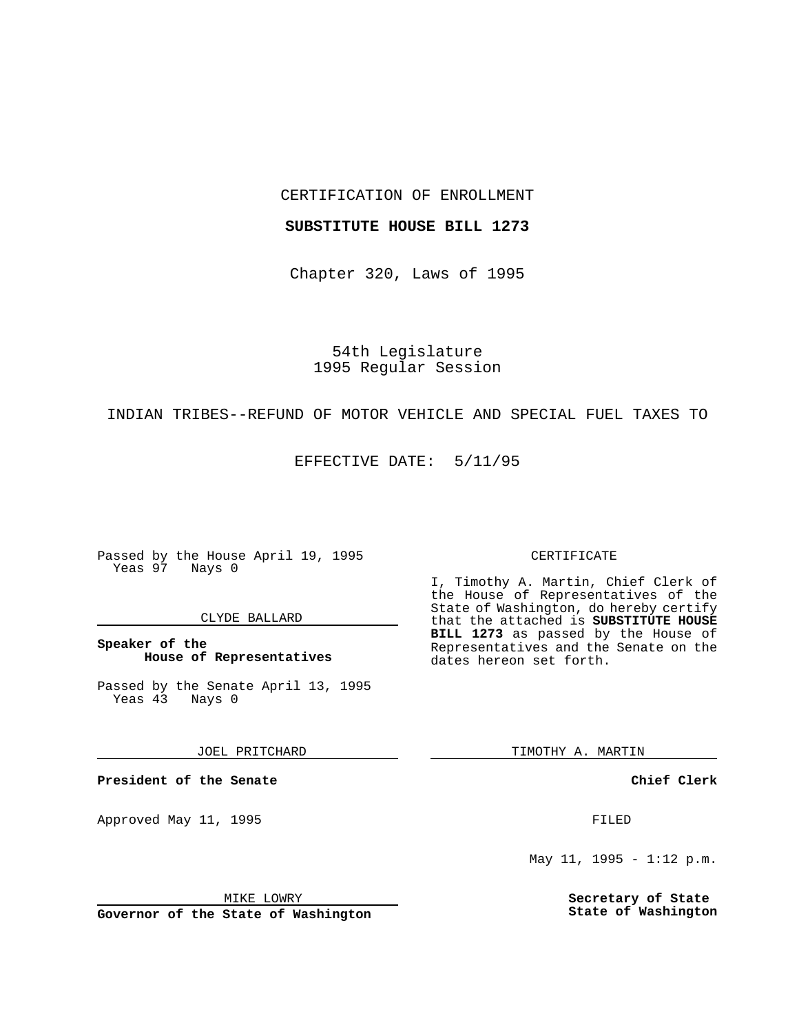CERTIFICATION OF ENROLLMENT

**SUBSTITUTE HOUSE BILL 1273**

Chapter 320, Laws of 1995

54th Legislature
1995 Regular Session

INDIAN TRIBES--REFUND OF MOTOR VEHICLE AND SPECIAL FUEL TAXES TO

EFFECTIVE DATE: 5/11/95

Passed by the House April 19, 1995
Yeas 97 Nays 0

CLYDE BALLARD

**Speaker of the House of Representatives**

Passed by the Senate April 13, 1995
Yeas 43 Nays 0

JOEL PRITCHARD

**President of the Senate**

Approved May 11, 1995

MIKE LOWRY

**Governor of the State of Washington**

CERTIFICATE

I, Timothy A. Martin, Chief Clerk of the House of Representatives of the State of Washington, do hereby certify that the attached is **SUBSTITUTE HOUSE BILL 1273** as passed by the House of Representatives and the Senate on the dates hereon set forth.

TIMOTHY A. MARTIN

**Chief Clerk**

FILED

May 11, 1995 - 1:12 p.m.

**Secretary of State**
**State of Washington**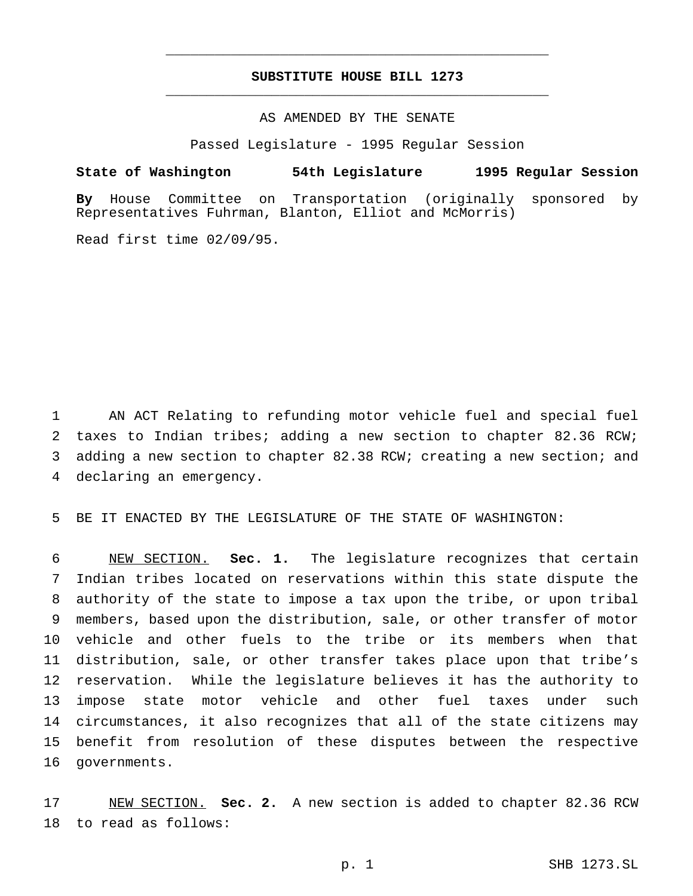# SUBSTITUTE HOUSE BILL 1273

AS AMENDED BY THE SENATE

Passed Legislature - 1995 Regular Session

**State of Washington 54th Legislature 1995 Regular Session**

**By** House Committee on Transportation (originally sponsored by Representatives Fuhrman, Blanton, Elliot and McMorris)

Read first time 02/09/95.

1 AN ACT Relating to refunding motor vehicle fuel and special fuel 2 taxes to Indian tribes; adding a new section to chapter 82.36 RCW; 3 adding a new section to chapter 82.38 RCW; creating a new section; and 4 declaring an emergency.

5 BE IT ENACTED BY THE LEGISLATURE OF THE STATE OF WASHINGTON:

6 NEW SECTION. **Sec. 1.** The legislature recognizes that certain 7 Indian tribes located on reservations within this state dispute the 8 authority of the state to impose a tax upon the tribe, or upon tribal 9 members, based upon the distribution, sale, or other transfer of motor 10 vehicle and other fuels to the tribe or its members when that 11 distribution, sale, or other transfer takes place upon that tribe's 12 reservation. While the legislature believes it has the authority to 13 impose state motor vehicle and other fuel taxes under such 14 circumstances, it also recognizes that all of the state citizens may 15 benefit from resolution of these disputes between the respective 16 governments.

17 NEW SECTION. **Sec. 2.** A new section is added to chapter 82.36 RCW 18 to read as follows: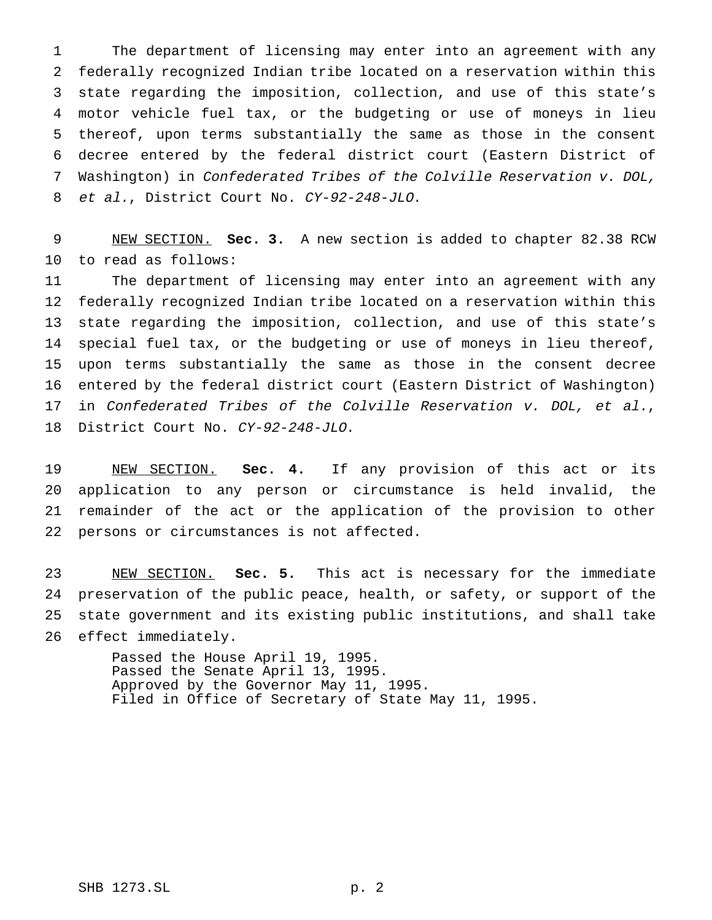The department of licensing may enter into an agreement with any federally recognized Indian tribe located on a reservation within this state regarding the imposition, collection, and use of this state's motor vehicle fuel tax, or the budgeting or use of moneys in lieu thereof, upon terms substantially the same as those in the consent decree entered by the federal district court (Eastern District of Washington) in *Confederated Tribes of the Colville Reservation v. DOL, et al.*, District Court No. *CY-92-248-JLO*.

NEW SECTION. **Sec. 3.** A new section is added to chapter 82.38 RCW to read as follows:

The department of licensing may enter into an agreement with any federally recognized Indian tribe located on a reservation within this state regarding the imposition, collection, and use of this state's special fuel tax, or the budgeting or use of moneys in lieu thereof, upon terms substantially the same as those in the consent decree entered by the federal district court (Eastern District of Washington) in *Confederated Tribes of the Colville Reservation v. DOL, et al.*, District Court No. *CY-92-248-JLO*.

NEW SECTION. **Sec. 4.** If any provision of this act or its application to any person or circumstance is held invalid, the remainder of the act or the application of the provision to other persons or circumstances is not affected.

NEW SECTION. **Sec. 5.** This act is necessary for the immediate preservation of the public peace, health, or safety, or support of the state government and its existing public institutions, and shall take effect immediately.

Passed the House April 19, 1995.
Passed the Senate April 13, 1995.
Approved by the Governor May 11, 1995.
Filed in Office of Secretary of State May 11, 1995.